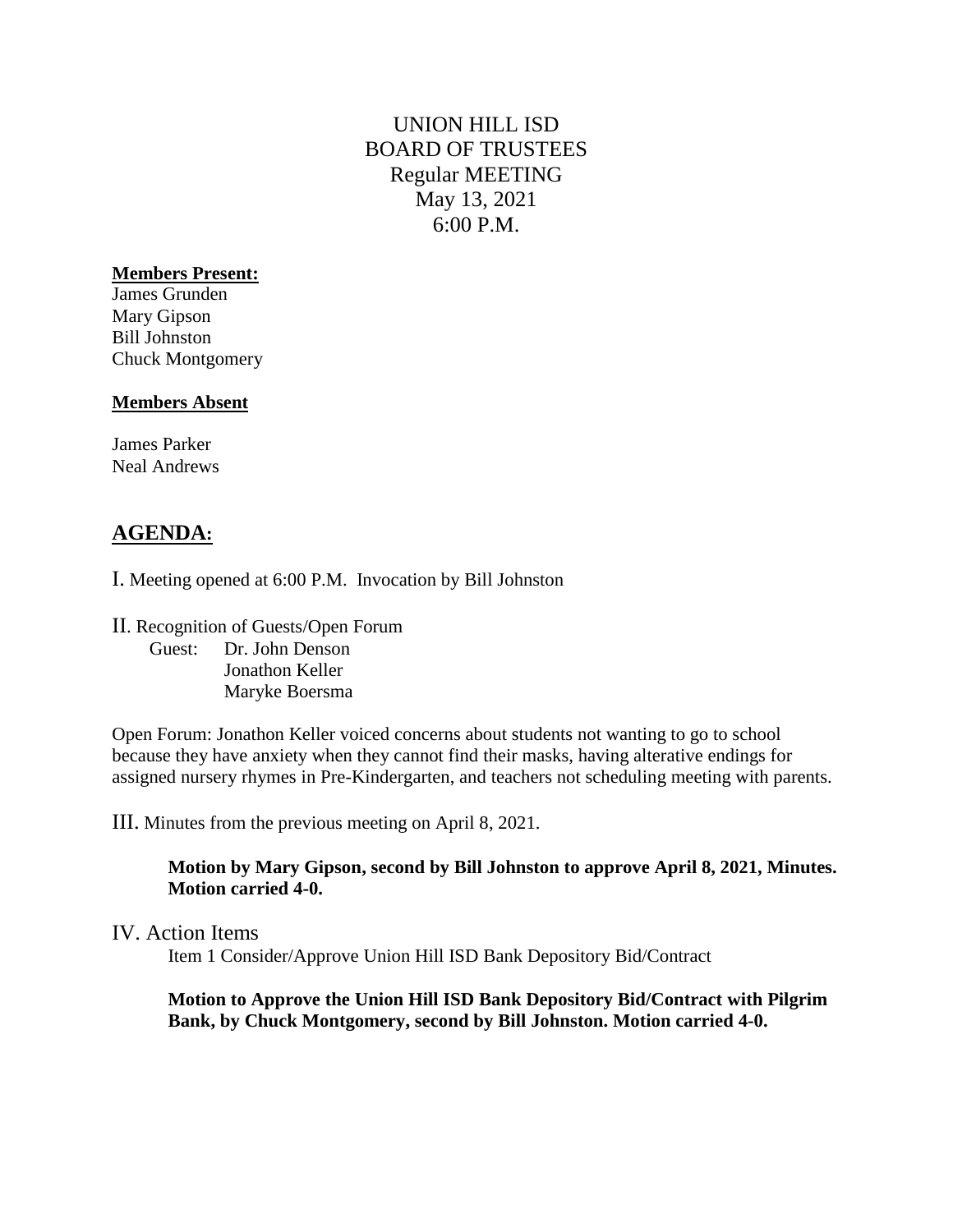# UNION HILL ISD
## BOARD OF TRUSTEES
## Regular MEETING
## May 13, 2021
## 6:00 P.M.

**Members Present:**

James Grunden
Mary Gipson
Bill Johnston
Chuck Montgomery

**Members Absent**

James Parker
Neal Andrews

## AGENDA:

I. Meeting opened at 6:00 P.M. Invocation by Bill Johnston

II. Recognition of Guests/Open Forum

Guest: Dr. John Denson
Jonathon Keller
Maryke Boersma

Open Forum: Jonathon Keller voiced concerns about students not wanting to go to school because they have anxiety when they cannot find their masks, having alterative endings for assigned nursery rhymes in Pre-Kindergarten, and teachers not scheduling meeting with parents.

III. Minutes from the previous meeting on April 8, 2021.

**Motion by Mary Gipson, second by Bill Johnston to approve April 8, 2021, Minutes. Motion carried 4-0.**

IV. Action Items

Item 1 Consider/Approve Union Hill ISD Bank Depository Bid/Contract

**Motion to Approve the Union Hill ISD Bank Depository Bid/Contract with Pilgrim Bank, by Chuck Montgomery, second by Bill Johnston. Motion carried 4-0.**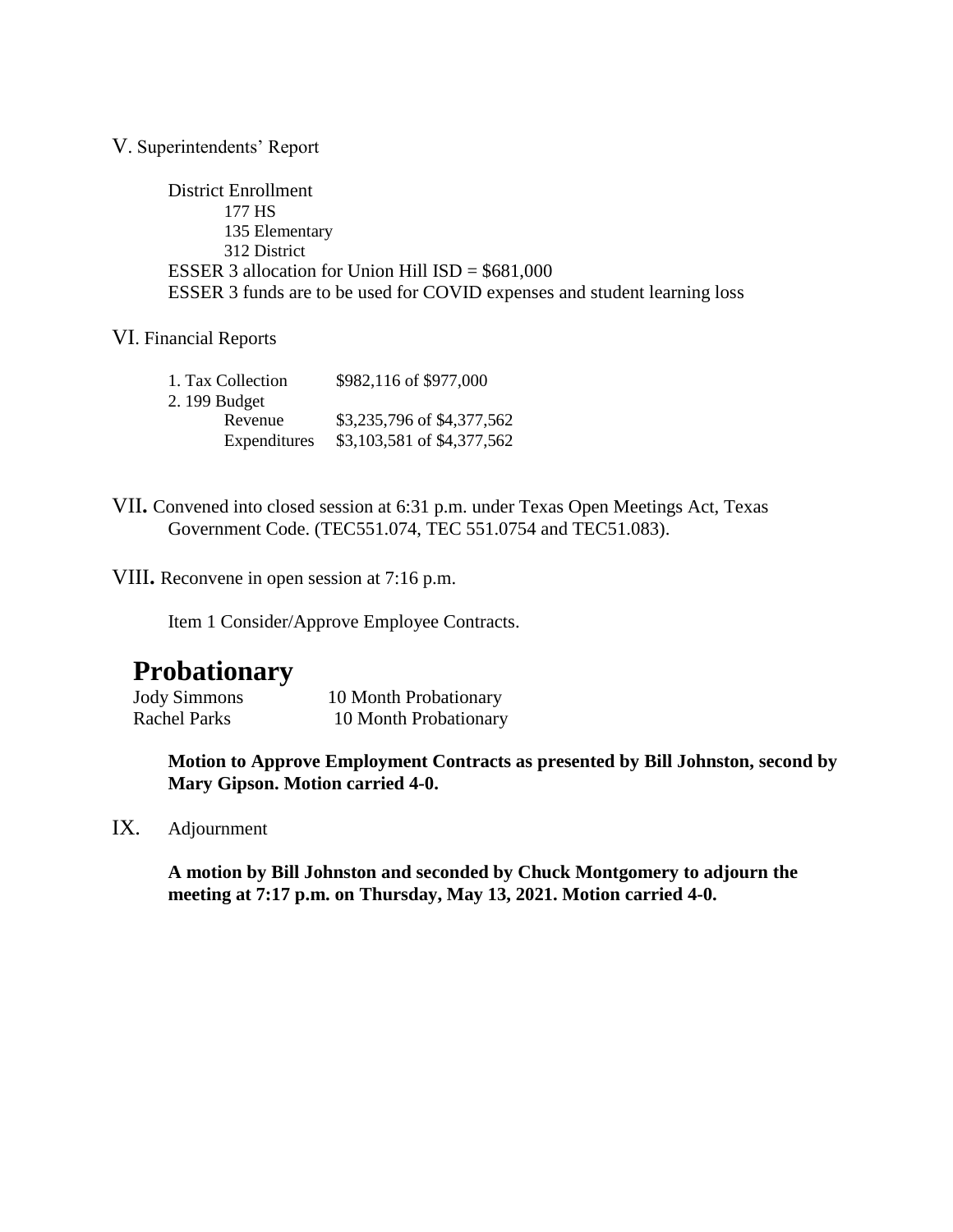V. Superintendents' Report

District Enrollment

177 HS
135 Elementary
312 District

ESSER 3 allocation for Union Hill ISD = $681,000
ESSER 3 funds are to be used for COVID expenses and student learning loss

VI. Financial Reports

| | | |
|---|---|---|
| 1. Tax Collection | | $982,116 of $977,000 |
| 2. 199 Budget | | |
| | Revenue | $3,235,796 of $4,377,562 |
| | Expenditures | $3,103,581 of $4,377,562 |

VII. Convened into closed session at 6:31 p.m. under Texas Open Meetings Act, Texas Government Code. (TEC551.074, TEC 551.0754 and TEC51.083).

VIII. Reconvene in open session at 7:16 p.m.

Item 1 Consider/Approve Employee Contracts.

# Probationary

| | |
|---|---|
| Jody Simmons | 10 Month Probationary |
| Rachel Parks | 10 Month Probationary |

**Motion to Approve Employment Contracts as presented by Bill Johnston, second by Mary Gipson. Motion carried 4-0.**

IX. Adjournment

**A motion by Bill Johnston and seconded by Chuck Montgomery to adjourn the meeting at 7:17 p.m. on Thursday, May 13, 2021. Motion carried 4-0.**